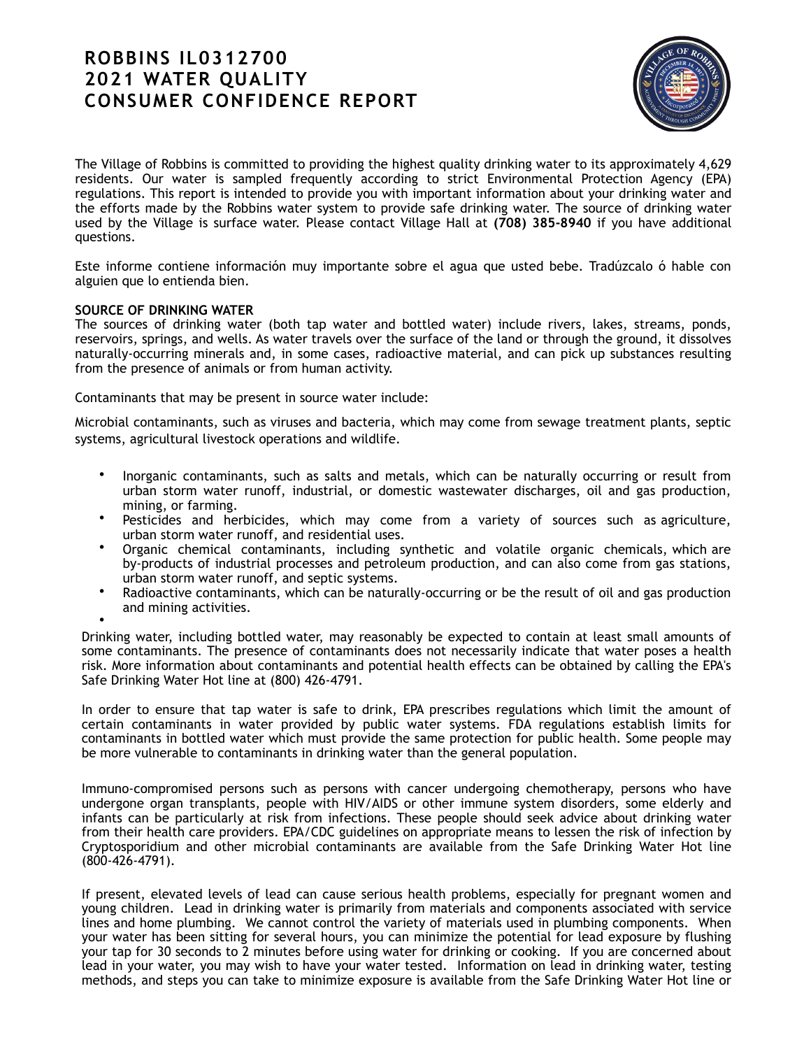# ROBBINS IL0312700
# 2021 WATER QUALITY
# CONSUMER CONFIDENCE REPORT

The Village of Robbins is committed to providing the highest quality drinking water to its approximately 4,629 residents. Our water is sampled frequently according to strict Environmental Protection Agency (EPA) regulations. This report is intended to provide you with important information about your drinking water and the efforts made by the Robbins water system to provide safe drinking water. The source of drinking water used by the Village is surface water. Please contact Village Hall at **(708) 385-8940** if you have additional questions.

Este informe contiene información muy importante sobre el agua que usted bebe. Tradúzcalo ó hable con alguien que lo entienda bien.

**SOURCE OF DRINKING WATER**

The sources of drinking water (both tap water and bottled water) include rivers, lakes, streams, ponds, reservoirs, springs, and wells. As water travels over the surface of the land or through the ground, it dissolves naturally-occurring minerals and, in some cases, radioactive material, and can pick up substances resulting from the presence of animals or from human activity.

Contaminants that may be present in source water include:

Microbial contaminants, such as viruses and bacteria, which may come from sewage treatment plants, septic systems, agricultural livestock operations and wildlife.

- Inorganic contaminants, such as salts and metals, which can be naturally occurring or result from urban storm water runoff, industrial, or domestic wastewater discharges, oil and gas production, mining, or farming.
- Pesticides and herbicides, which may come from a variety of sources such as agriculture, urban storm water runoff, and residential uses.
- Organic chemical contaminants, including synthetic and volatile organic chemicals, which are by-products of industrial processes and petroleum production, and can also come from gas stations, urban storm water runoff, and septic systems.
- Radioactive contaminants, which can be naturally-occurring or be the result of oil and gas production and mining activities.

Drinking water, including bottled water, may reasonably be expected to contain at least small amounts of some contaminants. The presence of contaminants does not necessarily indicate that water poses a health risk. More information about contaminants and potential health effects can be obtained by calling the EPA's Safe Drinking Water Hot line at (800) 426-4791.

In order to ensure that tap water is safe to drink, EPA prescribes regulations which limit the amount of certain contaminants in water provided by public water systems. FDA regulations establish limits for contaminants in bottled water which must provide the same protection for public health. Some people may be more vulnerable to contaminants in drinking water than the general population.

Immuno-compromised persons such as persons with cancer undergoing chemotherapy, persons who have undergone organ transplants, people with HIV/AIDS or other immune system disorders, some elderly and infants can be particularly at risk from infections. These people should seek advice about drinking water from their health care providers. EPA/CDC guidelines on appropriate means to lessen the risk of infection by Cryptosporidium and other microbial contaminants are available from the Safe Drinking Water Hot line (800-426-4791).

If present, elevated levels of lead can cause serious health problems, especially for pregnant women and young children. Lead in drinking water is primarily from materials and components associated with service lines and home plumbing. We cannot control the variety of materials used in plumbing components. When your water has been sitting for several hours, you can minimize the potential for lead exposure by flushing your tap for 30 seconds to 2 minutes before using water for drinking or cooking. If you are concerned about lead in your water, you may wish to have your water tested. Information on lead in drinking water, testing methods, and steps you can take to minimize exposure is available from the Safe Drinking Water Hot line or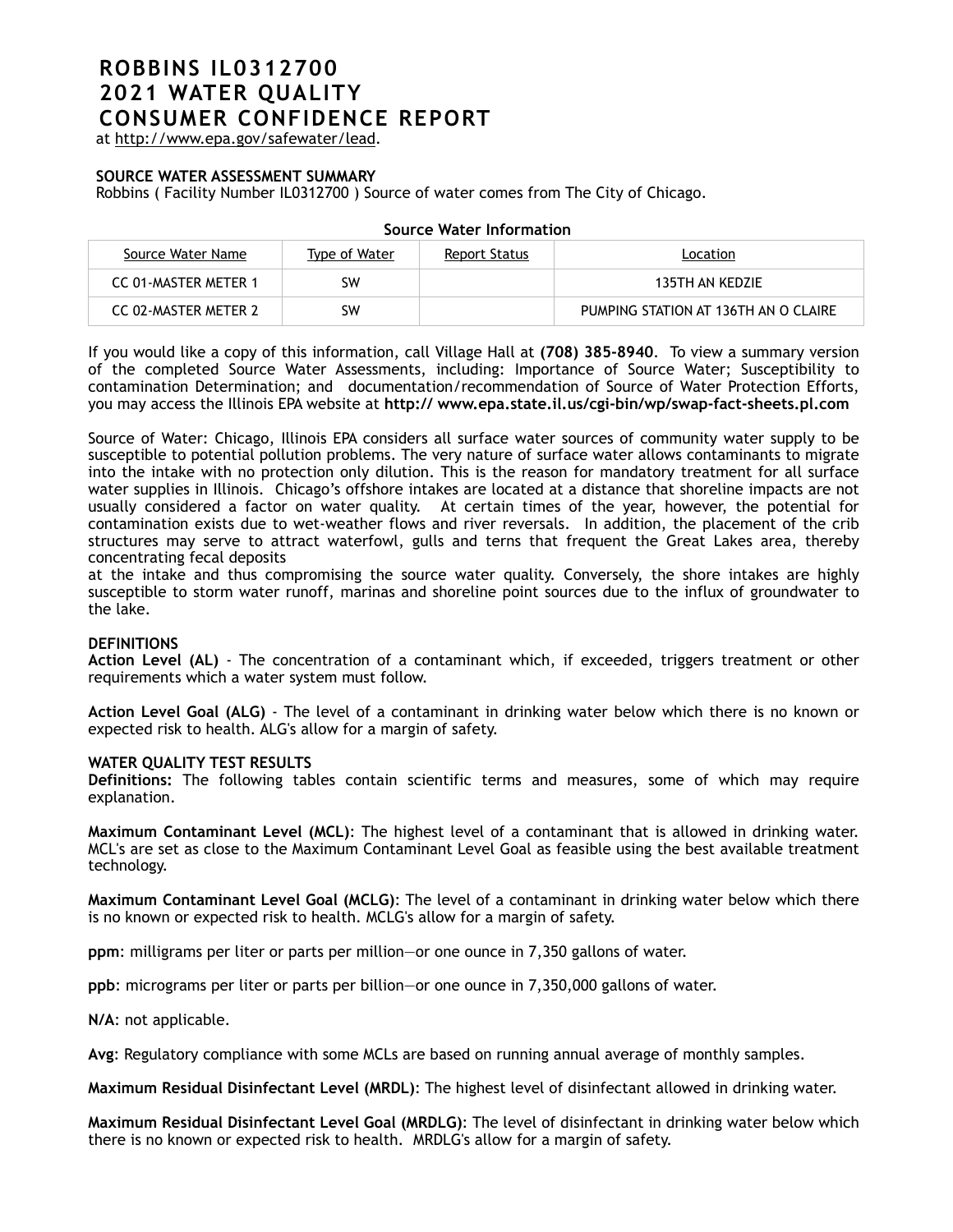# ROBBINS IL0312700
# 2021 WATER QUALITY
# CONSUMER CONFIDENCE REPORT

at http://www.epa.gov/safewater/lead.

**SOURCE WATER ASSESSMENT SUMMARY**

Robbins ( Facility Number IL0312700 ) Source of water comes from The City of Chicago.

**Source Water Information**

| Source Water Name | Type of Water | Report Status | Location |
|---|---|---|---|
| CC 01-MASTER METER 1 | SW | | 135TH AN KEDZIE |
| CC 02-MASTER METER 2 | SW | | PUMPING STATION AT 136TH AN O CLAIRE |

If you would like a copy of this information, call Village Hall at **(708) 385-8940**. To view a summary version of the completed Source Water Assessments, including: Importance of Source Water; Susceptibility to contamination Determination; and documentation/recommendation of Source of Water Protection Efforts, you may access the Illinois EPA website at **http:// www.epa.state.il.us/cgi-bin/wp/swap-fact-sheets.pl.com**

Source of Water: Chicago, Illinois EPA considers all surface water sources of community water supply to be susceptible to potential pollution problems. The very nature of surface water allows contaminants to migrate into the intake with no protection only dilution. This is the reason for mandatory treatment for all surface water supplies in Illinois. Chicago's offshore intakes are located at a distance that shoreline impacts are not usually considered a factor on water quality. At certain times of the year, however, the potential for contamination exists due to wet-weather flows and river reversals. In addition, the placement of the crib structures may serve to attract waterfowl, gulls and terns that frequent the Great Lakes area, thereby concentrating fecal deposits at the intake and thus compromising the source water quality. Conversely, the shore intakes are highly susceptible to storm water runoff, marinas and shoreline point sources due to the influx of groundwater to the lake.

**DEFINITIONS**

**Action Level (AL)** - The concentration of a contaminant which, if exceeded, triggers treatment or other requirements which a water system must follow.

**Action Level Goal (ALG)** - The level of a contaminant in drinking water below which there is no known or expected risk to health. ALG's allow for a margin of safety.

**WATER QUALITY TEST RESULTS**

**Definitions:** The following tables contain scientific terms and measures, some of which may require explanation.

**Maximum Contaminant Level (MCL)**: The highest level of a contaminant that is allowed in drinking water. MCL's are set as close to the Maximum Contaminant Level Goal as feasible using the best available treatment technology.

**Maximum Contaminant Level Goal (MCLG)**: The level of a contaminant in drinking water below which there is no known or expected risk to health. MCLG's allow for a margin of safety.

**ppm**: milligrams per liter or parts per million—or one ounce in 7,350 gallons of water.

**ppb**: micrograms per liter or parts per billion—or one ounce in 7,350,000 gallons of water.

**N/A**: not applicable.

**Avg**: Regulatory compliance with some MCLs are based on running annual average of monthly samples.

**Maximum Residual Disinfectant Level (MRDL)**: The highest level of disinfectant allowed in drinking water.

**Maximum Residual Disinfectant Level Goal (MRDLG)**: The level of disinfectant in drinking water below which there is no known or expected risk to health. MRDLG's allow for a margin of safety.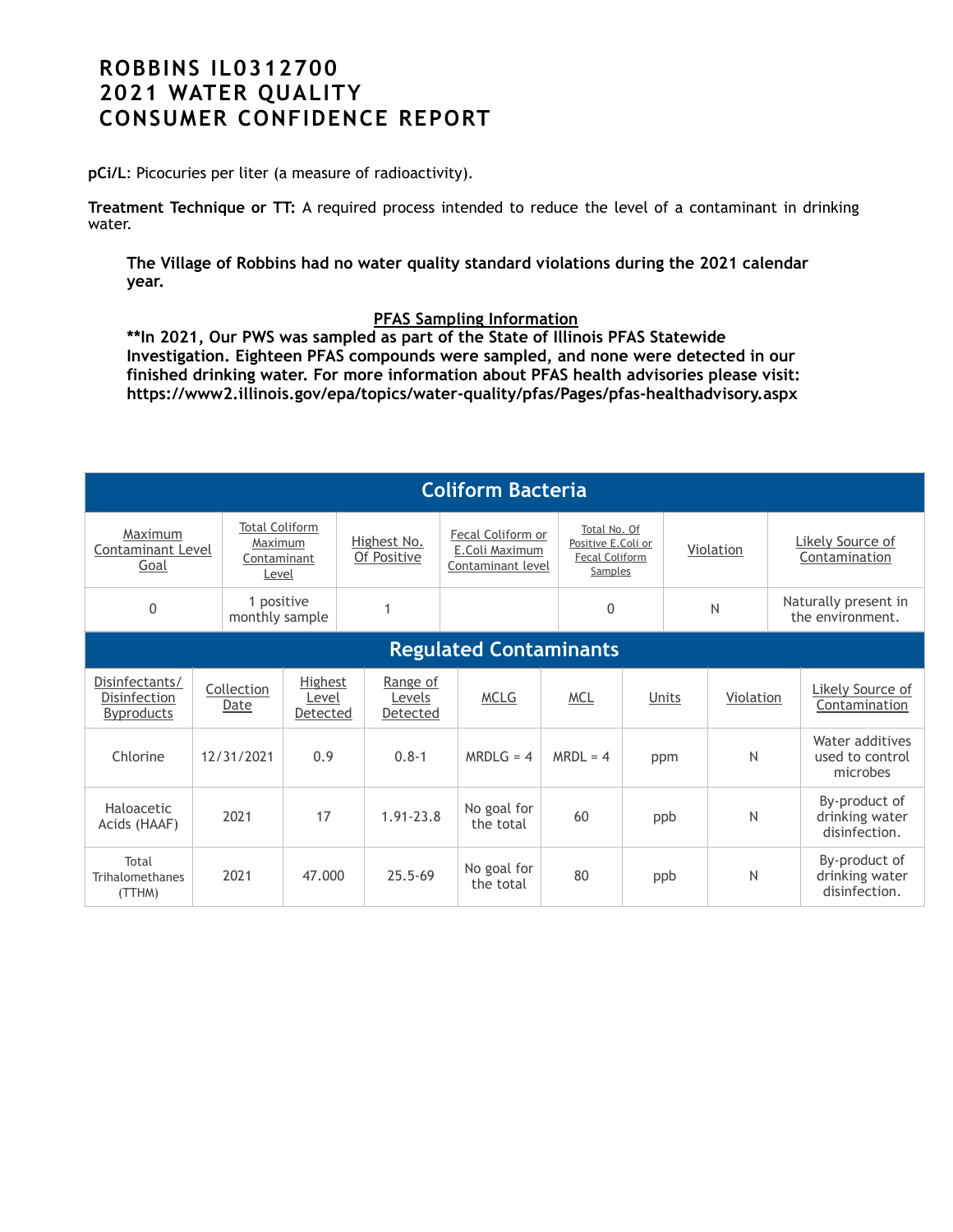# ROBBINS IL0312700
# 2021 WATER QUALITY
# CONSUMER CONFIDENCE REPORT

**pCi/L**: Picocuries per liter (a measure of radioactivity).

**Treatment Technique or TT:** A required process intended to reduce the level of a contaminant in drinking water.

**The Village of Robbins had no water quality standard violations during the 2021 calendar year.**

**PFAS Sampling Information**

**\*\*In 2021, Our PWS was sampled as part of the State of Illinois PFAS Statewide Investigation. Eighteen PFAS compounds were sampled, and none were detected in our finished drinking water. For more information about PFAS health advisories please visit: https://www2.illinois.gov/epa/topics/water-quality/pfas/Pages/pfas-healthadvisory.aspx**

## Coliform Bacteria

| Maximum Contaminant Level Goal | Total Coliform Maximum Contaminant Level | Highest No. Of Positive | Fecal Coliform or E.Coli Maximum Contaminant level | Total No. Of Positive E.Coli or Fecal Coliform Samples | Violation | Likely Source of Contamination |
|---|---|---|---|---|---|---|
| 0 | 1 positive monthly sample | 1 | | 0 | N | Naturally present in the environment. |

## Regulated Contaminants

| Disinfectants/ Disinfection Byproducts | Collection Date | Highest Level Detected | Range of Levels Detected | MCLG | MCL | Units | Violation | Likely Source of Contamination |
|---|---|---|---|---|---|---|---|---|
| Chlorine | 12/31/2021 | 0.9 | 0.8-1 | MRDLG = 4 | MRDL = 4 | ppm | N | Water additives used to control microbes |
| Haloacetic Acids (HAAF) | 2021 | 17 | 1.91-23.8 | No goal for the total | 60 | ppb | N | By-product of drinking water disinfection. |
| Total Trihalomethanes (TTHM) | 2021 | 47.000 | 25.5-69 | No goal for the total | 80 | ppb | N | By-product of drinking water disinfection. |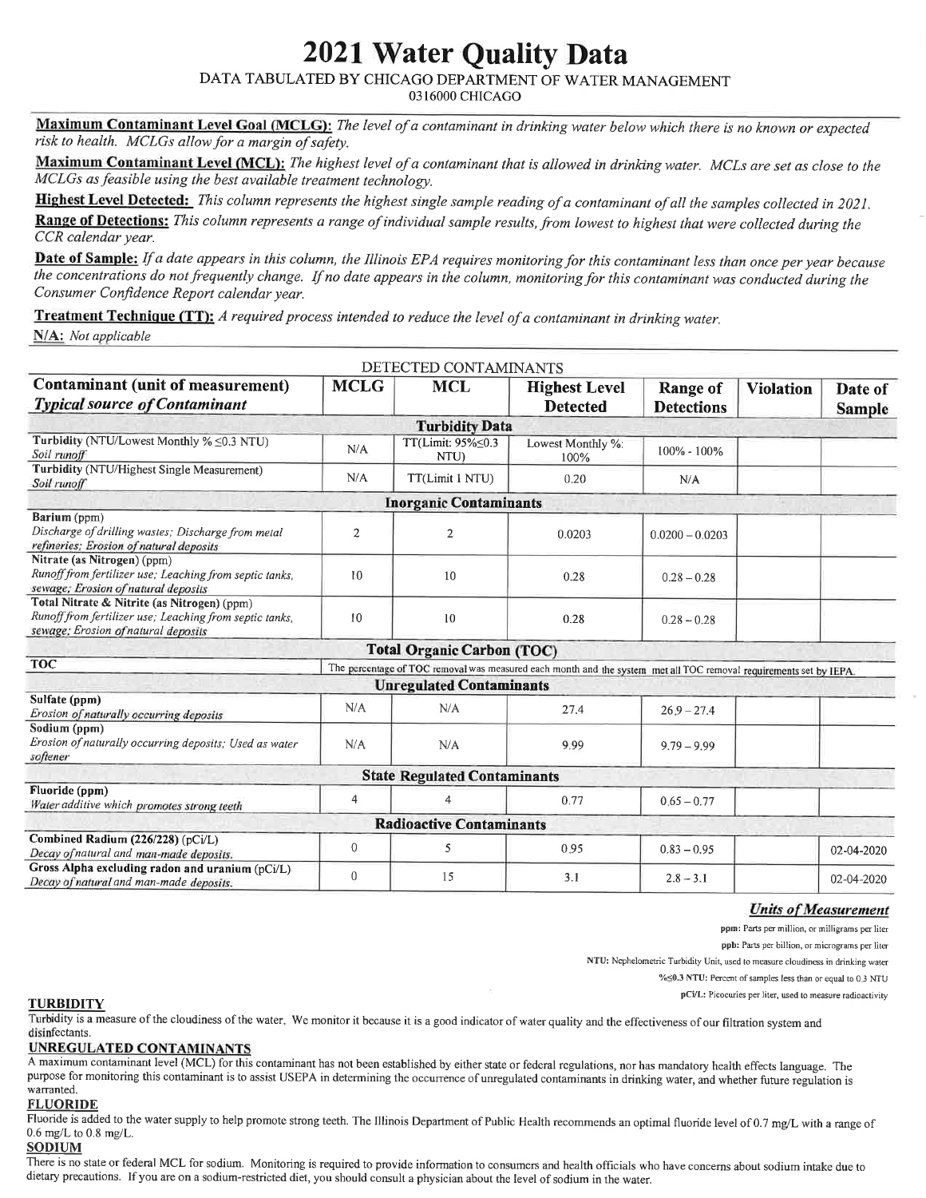# 2021 Water Quality Data

DATA TABULATED BY CHICAGO DEPARTMENT OF WATER MANAGEMENT

0316000 CHICAGO

**Maximum Contaminant Level Goal (MCLG):** *The level of a contaminant in drinking water below which there is no known or expected risk to health. MCLGs allow for a margin of safety.*

**Maximum Contaminant Level (MCL):** *The highest level of a contaminant that is allowed in drinking water. MCLs are set as close to the MCLGs as feasible using the best available treatment technology.*

**Highest Level Detected:** *This column represents the highest single sample reading of a contaminant of all the samples collected in 2021.*

**Range of Detections:** *This column represents a range of individual sample results, from lowest to highest that were collected during the CCR calendar year.*

**Date of Sample:** *If a date appears in this column, the Illinois EPA requires monitoring for this contaminant less than once per year because the concentrations do not frequently change. If no date appears in the column, monitoring for this contaminant was conducted during the Consumer Confidence Report calendar year.*

**Treatment Technique (TT):** *A required process intended to reduce the level of a contaminant in drinking water.*

**N/A:** *Not applicable*

DETECTED CONTAMINANTS

| Contaminant (unit of measurement) *Typical source of Contaminant* | MCLG | MCL | Highest Level Detected | Range of Detections | Violation | Date of Sample |
|---|---|---|---|---|---|---|
| **Turbidity Data** | | | | | | |
| Turbidity (NTU/Lowest Monthly % ≤0.3 NTU) *Soil runoff* | N/A | TT(Limit: 95%≤0.3 NTU) | Lowest Monthly %: 100% | 100% - 100% | | |
| Turbidity (NTU/Highest Single Measurement) *Soil runoff* | N/A | TT(Limit 1 NTU) | 0.20 | N/A | | |
| **Inorganic Contaminants** | | | | | | |
| Barium (ppm) *Discharge of drilling wastes; Discharge from metal refineries; Erosion of natural deposits* | 2 | 2 | 0.0203 | 0.0200 – 0.0203 | | |
| Nitrate (as Nitrogen) (ppm) *Runoff from fertilizer use; Leaching from septic tanks, sewage; Erosion of natural deposits* | 10 | 10 | 0.28 | 0.28 – 0.28 | | |
| Total Nitrate & Nitrite (as Nitrogen) (ppm) *Runoff from fertilizer use; Leaching from septic tanks, sewage; Erosion of natural deposits* | 10 | 10 | 0.28 | 0.28 – 0.28 | | |
| **Total Organic Carbon (TOC)** | | | | | | |
| TOC | The percentage of TOC removal was measured each month and the system met all TOC removal requirements set by IEPA. | | | | | |
| **Unregulated Contaminants** | | | | | | |
| Sulfate (ppm) *Erosion of naturally occurring deposits* | N/A | N/A | 27.4 | 26.9 – 27.4 | | |
| Sodium (ppm) *Erosion of naturally occurring deposits; Used as water softener* | N/A | N/A | 9.99 | 9.79 – 9.99 | | |
| **State Regulated Contaminants** | | | | | | |
| Fluoride (ppm) *Water additive which promotes strong teeth* | 4 | 4 | 0.77 | 0.65 – 0.77 | | |
| **Radioactive Contaminants** | | | | | | |
| Combined Radium (226/228) (pCi/L) *Decay of natural and man-made deposits.* | 0 | 5 | 0.95 | 0.83 – 0.95 | | 02-04-2020 |
| Gross Alpha excluding radon and uranium (pCi/L) *Decay of natural and man-made deposits.* | 0 | 15 | 3.1 | 2.8 – 3.1 | | 02-04-2020 |

### *Units of Measurement*

**ppm:** Parts per million, or milligrams per liter

**ppb:** Parts per billion, or micrograms per liter

**NTU:** Nephelometric Turbidity Unit, used to measure cloudiness in drinking water

**%≤0.3 NTU:** Percent of samples less than or equal to 0.3 NTU

**pCi/L:** Picocuries per liter, used to measure radioactivity

### TURBIDITY

Turbidity is a measure of the cloudiness of the water. We monitor it because it is a good indicator of water quality and the effectiveness of our filtration system and disinfectants.

### UNREGULATED CONTAMINANTS

A maximum contaminant level (MCL) for this contaminant has not been established by either state or federal regulations, nor has mandatory health effects language. The purpose for monitoring this contaminant is to assist USEPA in determining the occurrence of unregulated contaminants in drinking water, and whether future regulation is warranted.

### FLUORIDE

Fluoride is added to the water supply to help promote strong teeth. The Illinois Department of Public Health recommends an optimal fluoride level of 0.7 mg/L with a range of 0.6 mg/L to 0.8 mg/L.

### SODIUM

There is no state or federal MCL for sodium. Monitoring is required to provide information to consumers and health officials who have concerns about sodium intake due to dietary precautions. If you are on a sodium-restricted diet, you should consult a physician about the level of sodium in the water.